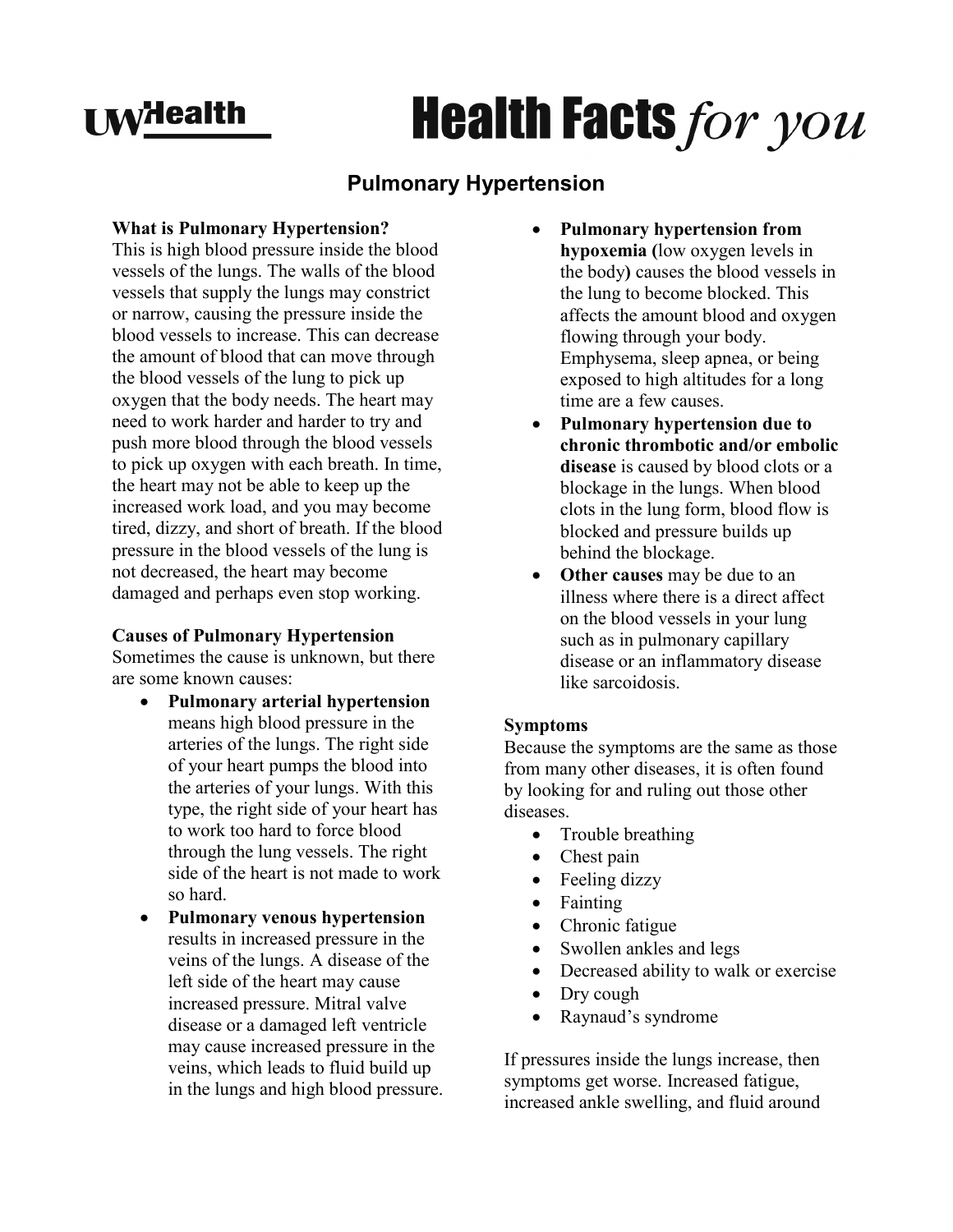# Health Facts *for you*

## Pulmonary Hypertension

**What is Pulmonary Hypertension?**
This is high blood pressure inside the blood vessels of the lungs. The walls of the blood vessels that supply the lungs may constrict or narrow, causing the pressure inside the blood vessels to increase. This can decrease the amount of blood that can move through the blood vessels of the lung to pick up oxygen that the body needs. The heart may need to work harder and harder to try and push more blood through the blood vessels to pick up oxygen with each breath. In time, the heart may not be able to keep up the increased work load, and you may become tired, dizzy, and short of breath. If the blood pressure in the blood vessels of the lung is not decreased, the heart may become damaged and perhaps even stop working.

**Causes of Pulmonary Hypertension**
Sometimes the cause is unknown, but there are some known causes:

- **Pulmonary arterial hypertension** means high blood pressure in the arteries of the lungs. The right side of your heart pumps the blood into the arteries of your lungs. With this type, the right side of your heart has to work too hard to force blood through the lung vessels. The right side of the heart is not made to work so hard.
- **Pulmonary venous hypertension** results in increased pressure in the veins of the lungs. A disease of the left side of the heart may cause increased pressure. Mitral valve disease or a damaged left ventricle may cause increased pressure in the veins, which leads to fluid build up in the lungs and high blood pressure.
- **Pulmonary hypertension from hypoxemia (**low oxygen levels in the body**)** causes the blood vessels in the lung to become blocked. This affects the amount blood and oxygen flowing through your body. Emphysema, sleep apnea, or being exposed to high altitudes for a long time are a few causes.
- **Pulmonary hypertension due to chronic thrombotic and/or embolic disease** is caused by blood clots or a blockage in the lungs. When blood clots in the lung form, blood flow is blocked and pressure builds up behind the blockage.
- **Other causes** may be due to an illness where there is a direct affect on the blood vessels in your lung such as in pulmonary capillary disease or an inflammatory disease like sarcoidosis.

**Symptoms**
Because the symptoms are the same as those from many other diseases, it is often found by looking for and ruling out those other diseases.

- Trouble breathing
- Chest pain
- Feeling dizzy
- Fainting
- Chronic fatigue
- Swollen ankles and legs
- Decreased ability to walk or exercise
- Dry cough
- Raynaud's syndrome

If pressures inside the lungs increase, then symptoms get worse. Increased fatigue, increased ankle swelling, and fluid around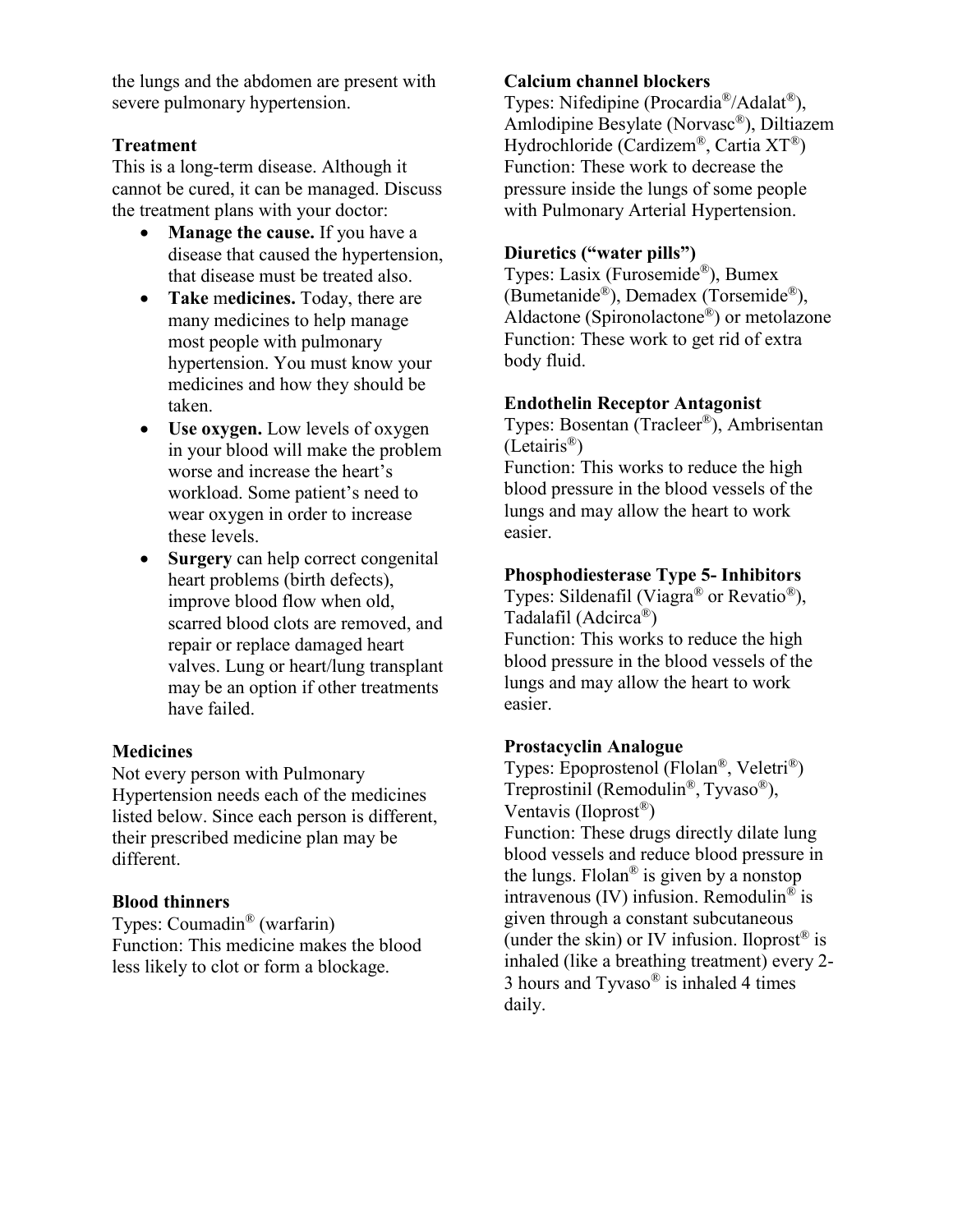the lungs and the abdomen are present with severe pulmonary hypertension.

### Treatment

This is a long-term disease. Although it cannot be cured, it can be managed. Discuss the treatment plans with your doctor:

- **Manage the cause.** If you have a disease that caused the hypertension, that disease must be treated also.
- **Take medicines.** Today, there are many medicines to help manage most people with pulmonary hypertension. You must know your medicines and how they should be taken.
- **Use oxygen.** Low levels of oxygen in your blood will make the problem worse and increase the heart's workload. Some patient's need to wear oxygen in order to increase these levels.
- **Surgery** can help correct congenital heart problems (birth defects), improve blood flow when old, scarred blood clots are removed, and repair or replace damaged heart valves. Lung or heart/lung transplant may be an option if other treatments have failed.

### Medicines

Not every person with Pulmonary Hypertension needs each of the medicines listed below. Since each person is different, their prescribed medicine plan may be different.

**Blood thinners**
Types: Coumadin® (warfarin)
Function: This medicine makes the blood less likely to clot or form a blockage.

**Calcium channel blockers**
Types: Nifedipine (Procardia®/Adalat®), Amlodipine Besylate (Norvasc®), Diltiazem Hydrochloride (Cardizem®, Cartia XT®)
Function: These work to decrease the pressure inside the lungs of some people with Pulmonary Arterial Hypertension.

**Diuretics ("water pills")**
Types: Lasix (Furosemide®), Bumex (Bumetanide®), Demadex (Torsemide®), Aldactone (Spironolactone®) or metolazone
Function: These work to get rid of extra body fluid.

**Endothelin Receptor Antagonist**
Types: Bosentan (Tracleer®), Ambrisentan (Letairis®)
Function: This works to reduce the high blood pressure in the blood vessels of the lungs and may allow the heart to work easier.

**Phosphodiesterase Type 5- Inhibitors**
Types: Sildenafil (Viagra® or Revatio®), Tadalafil (Adcirca®)
Function: This works to reduce the high blood pressure in the blood vessels of the lungs and may allow the heart to work easier.

**Prostacyclin Analogue**
Types: Epoprostenol (Flolan®, Veletri®) Treprostinil (Remodulin®, Tyvaso®), Ventavis (Iloprost®)
Function: These drugs directly dilate lung blood vessels and reduce blood pressure in the lungs. Flolan® is given by a nonstop intravenous (IV) infusion. Remodulin® is given through a constant subcutaneous (under the skin) or IV infusion. Iloprost® is inhaled (like a breathing treatment) every 2-3 hours and Tyvaso® is inhaled 4 times daily.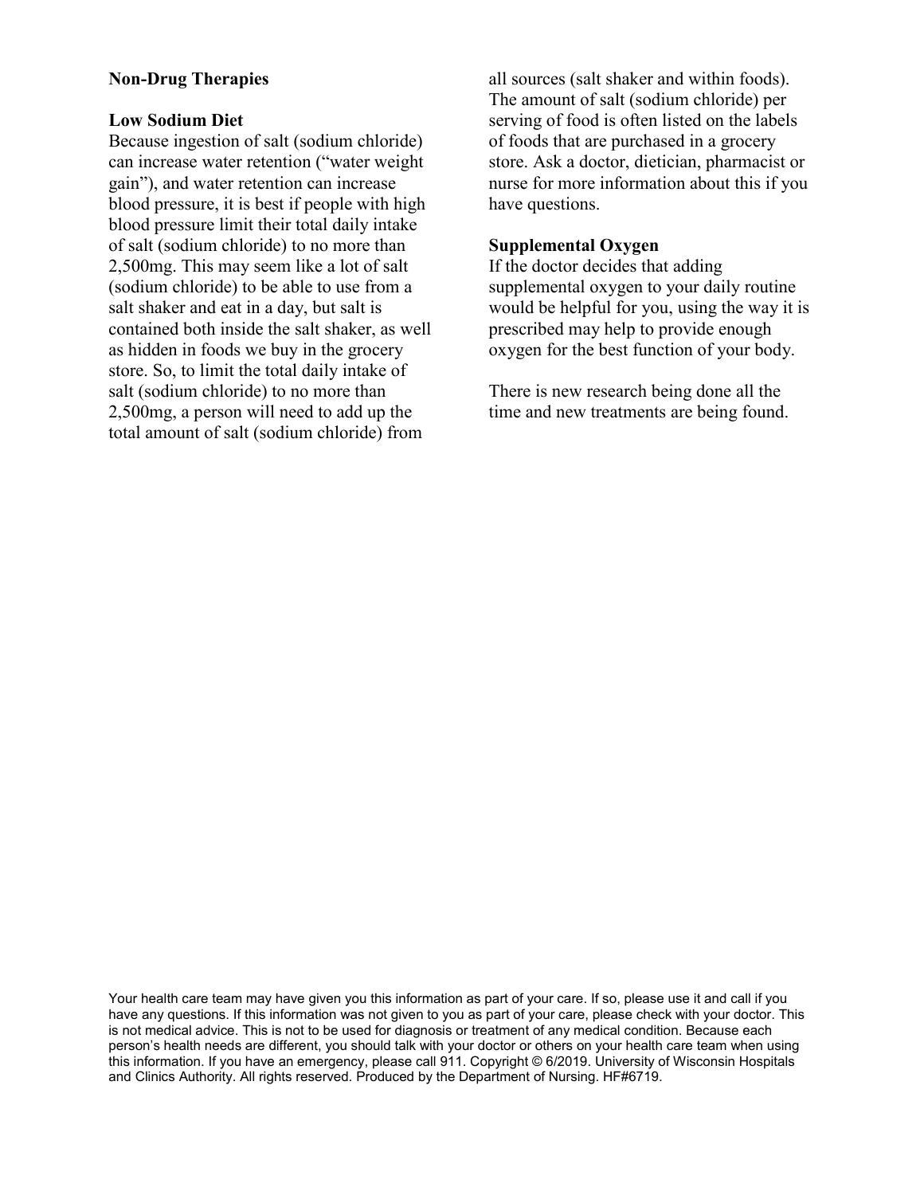**Non-Drug Therapies**

**Low Sodium Diet**

Because ingestion of salt (sodium chloride) can increase water retention ("water weight gain"), and water retention can increase blood pressure, it is best if people with high blood pressure limit their total daily intake of salt (sodium chloride) to no more than 2,500mg. This may seem like a lot of salt (sodium chloride) to be able to use from a salt shaker and eat in a day, but salt is contained both inside the salt shaker, as well as hidden in foods we buy in the grocery store. So, to limit the total daily intake of salt (sodium chloride) to no more than 2,500mg, a person will need to add up the total amount of salt (sodium chloride) from all sources (salt shaker and within foods). The amount of salt (sodium chloride) per serving of food is often listed on the labels of foods that are purchased in a grocery store. Ask a doctor, dietician, pharmacist or nurse for more information about this if you have questions.

**Supplemental Oxygen**

If the doctor decides that adding supplemental oxygen to your daily routine would be helpful for you, using the way it is prescribed may help to provide enough oxygen for the best function of your body.

There is new research being done all the time and new treatments are being found.

Your health care team may have given you this information as part of your care. If so, please use it and call if you have any questions. If this information was not given to you as part of your care, please check with your doctor. This is not medical advice. This is not to be used for diagnosis or treatment of any medical condition. Because each person's health needs are different, you should talk with your doctor or others on your health care team when using this information. If you have an emergency, please call 911. Copyright © 6/2019. University of Wisconsin Hospitals and Clinics Authority. All rights reserved. Produced by the Department of Nursing. HF#6719.